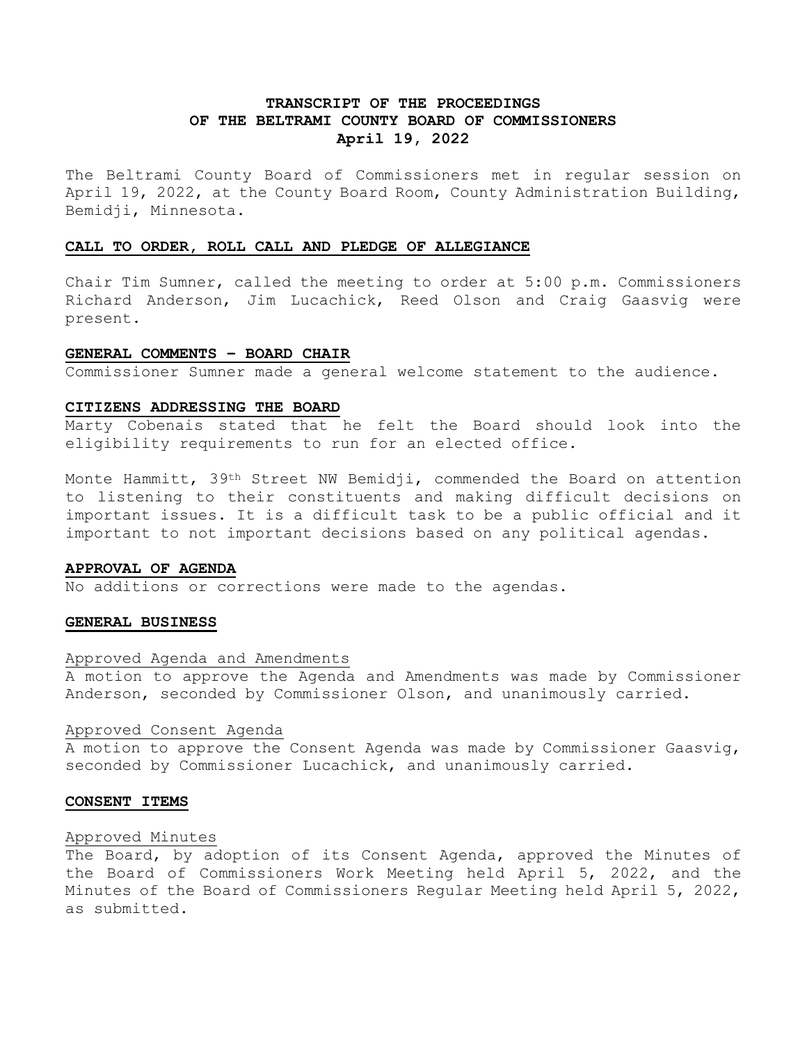**TRANSCRIPT OF THE PROCEEDINGS**
**OF THE BELTRAMI COUNTY BOARD OF COMMISSIONERS**
**April 19, 2022**

The Beltrami County Board of Commissioners met in regular session on April 19, 2022, at the County Board Room, County Administration Building, Bemidji, Minnesota.

## CALL TO ORDER, ROLL CALL AND PLEDGE OF ALLEGIANCE

Chair Tim Sumner, called the meeting to order at 5:00 p.m. Commissioners Richard Anderson, Jim Lucachick, Reed Olson and Craig Gaasvig were present.

## GENERAL COMMENTS – BOARD CHAIR

Commissioner Sumner made a general welcome statement to the audience.

## CITIZENS ADDRESSING THE BOARD

Marty Cobenais stated that he felt the Board should look into the eligibility requirements to run for an elected office.

Monte Hammitt, 39th Street NW Bemidji, commended the Board on attention to listening to their constituents and making difficult decisions on important issues. It is a difficult task to be a public official and it important to not important decisions based on any political agendas.

## APPROVAL OF AGENDA

No additions or corrections were made to the agendas.

## GENERAL BUSINESS

### Approved Agenda and Amendments

A motion to approve the Agenda and Amendments was made by Commissioner Anderson, seconded by Commissioner Olson, and unanimously carried.

### Approved Consent Agenda

A motion to approve the Consent Agenda was made by Commissioner Gaasvig, seconded by Commissioner Lucachick, and unanimously carried.

## CONSENT ITEMS

### Approved Minutes

The Board, by adoption of its Consent Agenda, approved the Minutes of the Board of Commissioners Work Meeting held April 5, 2022, and the Minutes of the Board of Commissioners Regular Meeting held April 5, 2022, as submitted.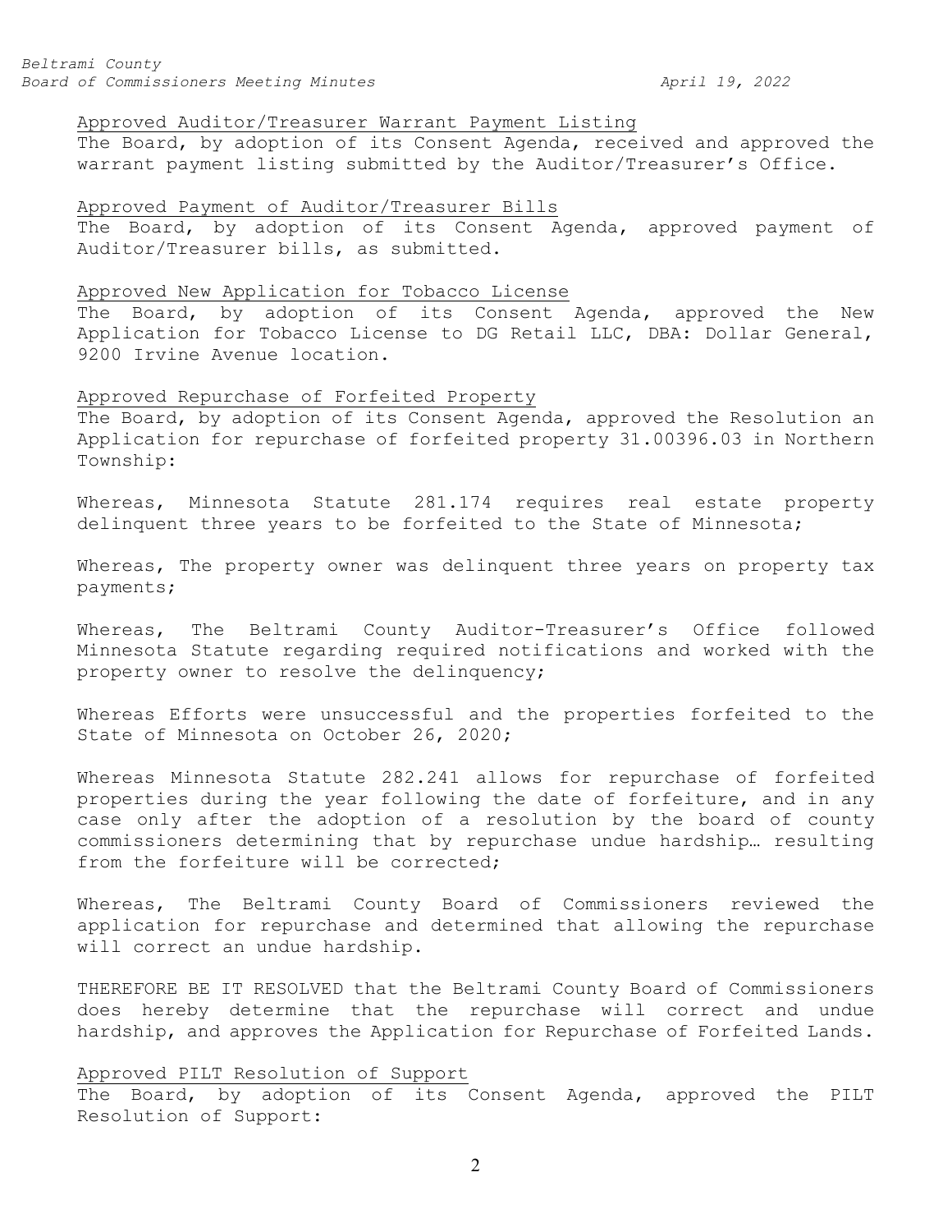Approved Auditor/Treasurer Warrant Payment Listing

The Board, by adoption of its Consent Agenda, received and approved the warrant payment listing submitted by the Auditor/Treasurer's Office.

Approved Payment of Auditor/Treasurer Bills

The Board, by adoption of its Consent Agenda, approved payment of Auditor/Treasurer bills, as submitted.

Approved New Application for Tobacco License

The Board, by adoption of its Consent Agenda, approved the New Application for Tobacco License to DG Retail LLC, DBA: Dollar General, 9200 Irvine Avenue location.

Approved Repurchase of Forfeited Property

The Board, by adoption of its Consent Agenda, approved the Resolution an Application for repurchase of forfeited property 31.00396.03 in Northern Township:

Whereas, Minnesota Statute 281.174 requires real estate property delinquent three years to be forfeited to the State of Minnesota;

Whereas, The property owner was delinquent three years on property tax payments;

Whereas, The Beltrami County Auditor-Treasurer's Office followed Minnesota Statute regarding required notifications and worked with the property owner to resolve the delinquency;

Whereas Efforts were unsuccessful and the properties forfeited to the State of Minnesota on October 26, 2020;

Whereas Minnesota Statute 282.241 allows for repurchase of forfeited properties during the year following the date of forfeiture, and in any case only after the adoption of a resolution by the board of county commissioners determining that by repurchase undue hardship… resulting from the forfeiture will be corrected;

Whereas, The Beltrami County Board of Commissioners reviewed the application for repurchase and determined that allowing the repurchase will correct an undue hardship.

THEREFORE BE IT RESOLVED that the Beltrami County Board of Commissioners does hereby determine that the repurchase will correct and undue hardship, and approves the Application for Repurchase of Forfeited Lands.

Approved PILT Resolution of Support

The Board, by adoption of its Consent Agenda, approved the PILT Resolution of Support: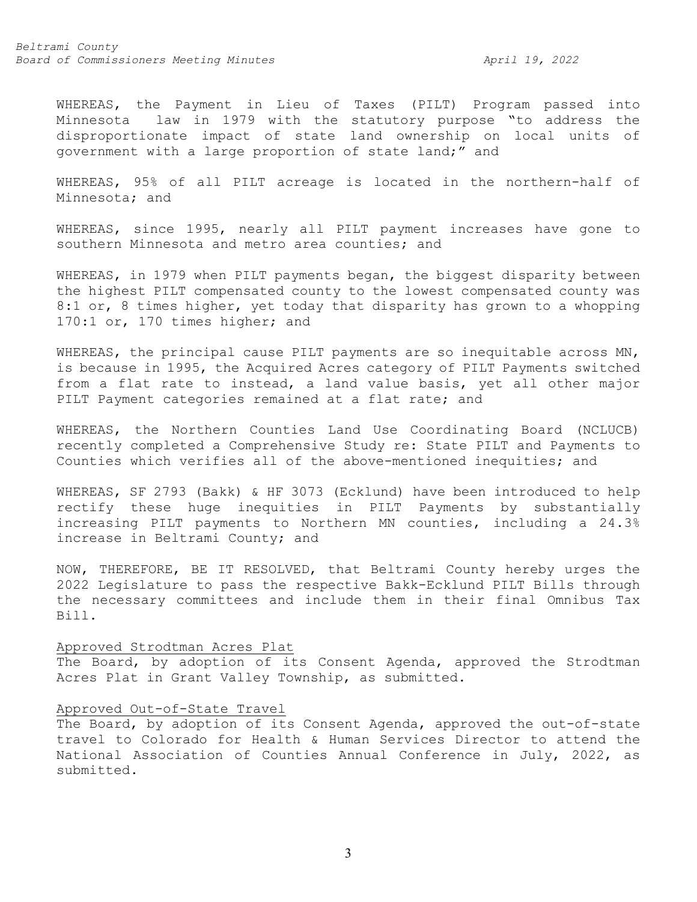WHEREAS, the Payment in Lieu of Taxes (PILT) Program passed into Minnesota law in 1979 with the statutory purpose "to address the disproportionate impact of state land ownership on local units of government with a large proportion of state land;" and

WHEREAS, 95% of all PILT acreage is located in the northern-half of Minnesota; and

WHEREAS, since 1995, nearly all PILT payment increases have gone to southern Minnesota and metro area counties; and

WHEREAS, in 1979 when PILT payments began, the biggest disparity between the highest PILT compensated county to the lowest compensated county was 8:1 or, 8 times higher, yet today that disparity has grown to a whopping 170:1 or, 170 times higher; and

WHEREAS, the principal cause PILT payments are so inequitable across MN, is because in 1995, the Acquired Acres category of PILT Payments switched from a flat rate to instead, a land value basis, yet all other major PILT Payment categories remained at a flat rate; and

WHEREAS, the Northern Counties Land Use Coordinating Board (NCLUCB) recently completed a Comprehensive Study re: State PILT and Payments to Counties which verifies all of the above-mentioned inequities; and

WHEREAS, SF 2793 (Bakk) & HF 3073 (Ecklund) have been introduced to help rectify these huge inequities in PILT Payments by substantially increasing PILT payments to Northern MN counties, including a 24.3% increase in Beltrami County; and

NOW, THEREFORE, BE IT RESOLVED, that Beltrami County hereby urges the 2022 Legislature to pass the respective Bakk-Ecklund PILT Bills through the necessary committees and include them in their final Omnibus Tax Bill.

Approved Strodtman Acres Plat

The Board, by adoption of its Consent Agenda, approved the Strodtman Acres Plat in Grant Valley Township, as submitted.

Approved Out-of-State Travel

The Board, by adoption of its Consent Agenda, approved the out-of-state travel to Colorado for Health & Human Services Director to attend the National Association of Counties Annual Conference in July, 2022, as submitted.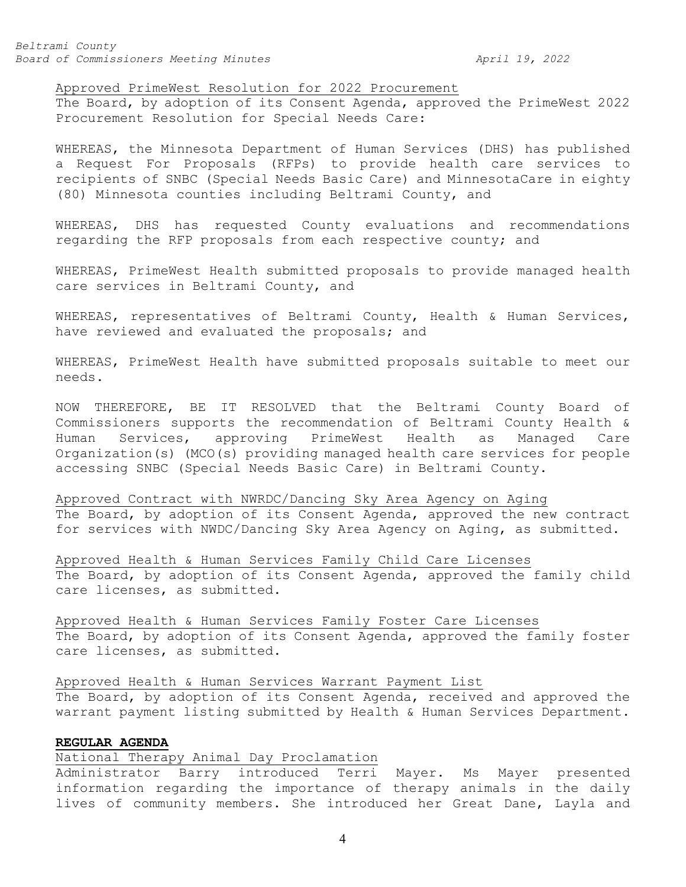Approved PrimeWest Resolution for 2022 Procurement

The Board, by adoption of its Consent Agenda, approved the PrimeWest 2022 Procurement Resolution for Special Needs Care:

WHEREAS, the Minnesota Department of Human Services (DHS) has published a Request For Proposals (RFPs) to provide health care services to recipients of SNBC (Special Needs Basic Care) and MinnesotaCare in eighty (80) Minnesota counties including Beltrami County, and

WHEREAS, DHS has requested County evaluations and recommendations regarding the RFP proposals from each respective county; and

WHEREAS, PrimeWest Health submitted proposals to provide managed health care services in Beltrami County, and

WHEREAS, representatives of Beltrami County, Health & Human Services, have reviewed and evaluated the proposals; and

WHEREAS, PrimeWest Health have submitted proposals suitable to meet our needs.

NOW THEREFORE, BE IT RESOLVED that the Beltrami County Board of Commissioners supports the recommendation of Beltrami County Health & Human Services, approving PrimeWest Health as Managed Care Organization(s) (MCO(s) providing managed health care services for people accessing SNBC (Special Needs Basic Care) in Beltrami County.

Approved Contract with NWRDC/Dancing Sky Area Agency on Aging

The Board, by adoption of its Consent Agenda, approved the new contract for services with NWDC/Dancing Sky Area Agency on Aging, as submitted.

Approved Health & Human Services Family Child Care Licenses

The Board, by adoption of its Consent Agenda, approved the family child care licenses, as submitted.

Approved Health & Human Services Family Foster Care Licenses

The Board, by adoption of its Consent Agenda, approved the family foster care licenses, as submitted.

Approved Health & Human Services Warrant Payment List

The Board, by adoption of its Consent Agenda, received and approved the warrant payment listing submitted by Health & Human Services Department.

**REGULAR AGENDA**

National Therapy Animal Day Proclamation

Administrator Barry introduced Terri Mayer. Ms Mayer presented information regarding the importance of therapy animals in the daily lives of community members. She introduced her Great Dane, Layla and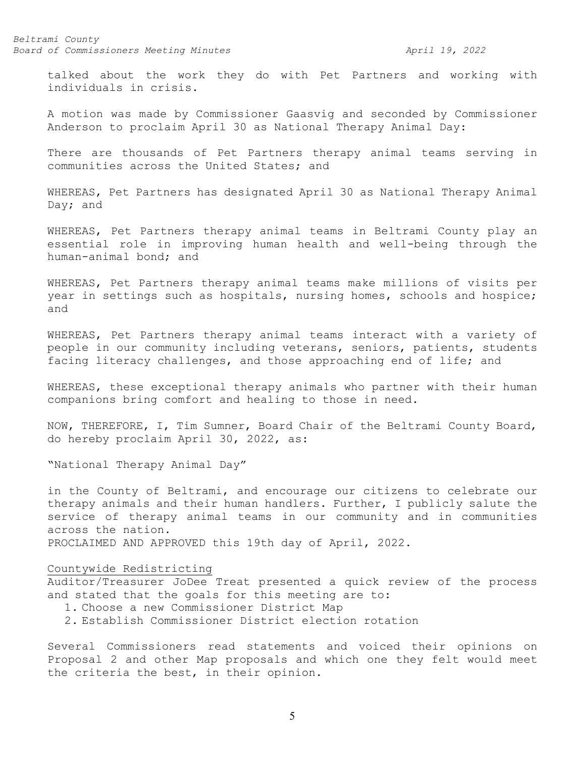talked about the work they do with Pet Partners and working with individuals in crisis.

A motion was made by Commissioner Gaasvig and seconded by Commissioner Anderson to proclaim April 30 as National Therapy Animal Day:

There are thousands of Pet Partners therapy animal teams serving in communities across the United States; and

WHEREAS, Pet Partners has designated April 30 as National Therapy Animal Day; and

WHEREAS, Pet Partners therapy animal teams in Beltrami County play an essential role in improving human health and well-being through the human-animal bond; and

WHEREAS, Pet Partners therapy animal teams make millions of visits per year in settings such as hospitals, nursing homes, schools and hospice; and

WHEREAS, Pet Partners therapy animal teams interact with a variety of people in our community including veterans, seniors, patients, students facing literacy challenges, and those approaching end of life; and

WHEREAS, these exceptional therapy animals who partner with their human companions bring comfort and healing to those in need.

NOW, THEREFORE, I, Tim Sumner, Board Chair of the Beltrami County Board, do hereby proclaim April 30, 2022, as:

"National Therapy Animal Day"

in the County of Beltrami, and encourage our citizens to celebrate our therapy animals and their human handlers. Further, I publicly salute the service of therapy animal teams in our community and in communities across the nation.
PROCLAIMED AND APPROVED this 19th day of April, 2022.

<u>Countywide Redistricting</u>
Auditor/Treasurer JoDee Treat presented a quick review of the process and stated that the goals for this meeting are to:

1. Choose a new Commissioner District Map
2. Establish Commissioner District election rotation

Several Commissioners read statements and voiced their opinions on Proposal 2 and other Map proposals and which one they felt would meet the criteria the best, in their opinion.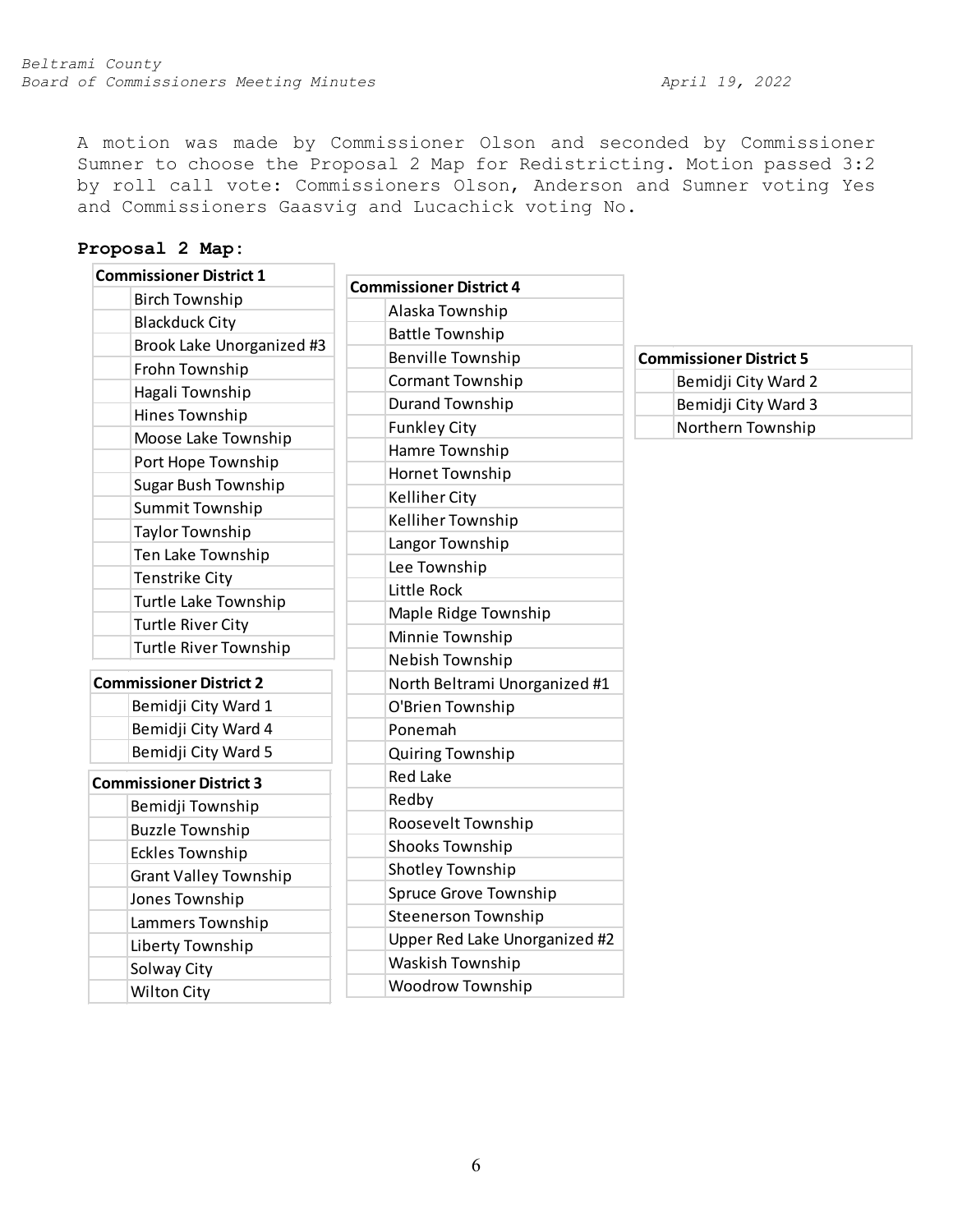A motion was made by Commissioner Olson and seconded by Commissioner Sumner to choose the Proposal 2 Map for Redistricting. Motion passed 3:2 by roll call vote: Commissioners Olson, Anderson and Sumner voting Yes and Commissioners Gaasvig and Lucachick voting No.

**Proposal 2 Map:**

| Commissioner District 1 |
| --- |
| Birch Township |
| Blackduck City |
| Brook Lake Unorganized #3 |
| Frohn Township |
| Hagali Township |
| Hines Township |
| Moose Lake Township |
| Port Hope Township |
| Sugar Bush Township |
| Summit Township |
| Taylor Township |
| Ten Lake Township |
| Tenstrike City |
| Turtle Lake Township |
| Turtle River City |
| Turtle River Township |

| Commissioner District 2 |
| --- |
| Bemidji City Ward 1 |
| Bemidji City Ward 4 |
| Bemidji City Ward 5 |

| Commissioner District 3 |
| --- |
| Bemidji Township |
| Buzzle Township |
| Eckles Township |
| Grant Valley Township |
| Jones Township |
| Lammers Township |
| Liberty Township |
| Solway City |
| Wilton City |

| Commissioner District 4 |
| --- |
| Alaska Township |
| Battle Township |
| Benville Township |
| Cormant Township |
| Durand Township |
| Funkley City |
| Hamre Township |
| Hornet Township |
| Kelliher City |
| Kelliher Township |
| Langor Township |
| Lee Township |
| Little Rock |
| Maple Ridge Township |
| Minnie Township |
| Nebish Township |
| North Beltrami Unorganized #1 |
| O'Brien Township |
| Ponemah |
| Quiring Township |
| Red Lake |
| Redby |
| Roosevelt Township |
| Shooks Township |
| Shotley Township |
| Spruce Grove Township |
| Steenerson Township |
| Upper Red Lake Unorganized #2 |
| Waskish Township |
| Woodrow Township |

| Commissioner District 5 |
| --- |
| Bemidji City Ward 2 |
| Bemidji City Ward 3 |
| Northern Township |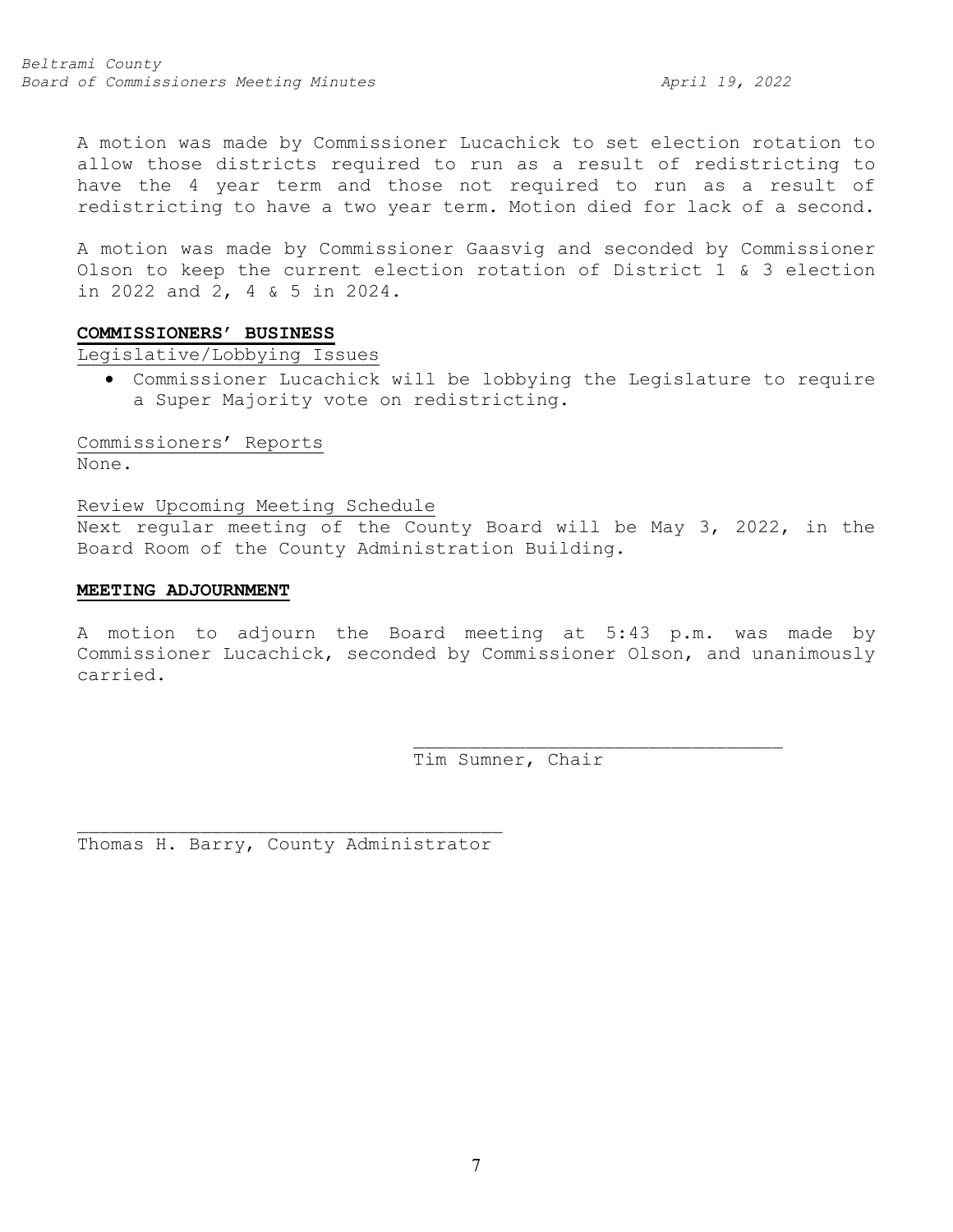A motion was made by Commissioner Lucachick to set election rotation to allow those districts required to run as a result of redistricting to have the 4 year term and those not required to run as a result of redistricting to have a two year term. Motion died for lack of a second.

A motion was made by Commissioner Gaasvig and seconded by Commissioner Olson to keep the current election rotation of District 1 & 3 election in 2022 and 2, 4 & 5 in 2024.

## COMMISSIONERS' BUSINESS

Legislative/Lobbying Issues

- Commissioner Lucachick will be lobbying the Legislature to require a Super Majority vote on redistricting.

Commissioners' Reports

None.

Review Upcoming Meeting Schedule

Next regular meeting of the County Board will be May 3, 2022, in the Board Room of the County Administration Building.

## MEETING ADJOURNMENT

A motion to adjourn the Board meeting at 5:43 p.m. was made by Commissioner Lucachick, seconded by Commissioner Olson, and unanimously carried.

___________________________________
Tim Sumner, Chair

___________________________________
Thomas H. Barry, County Administrator